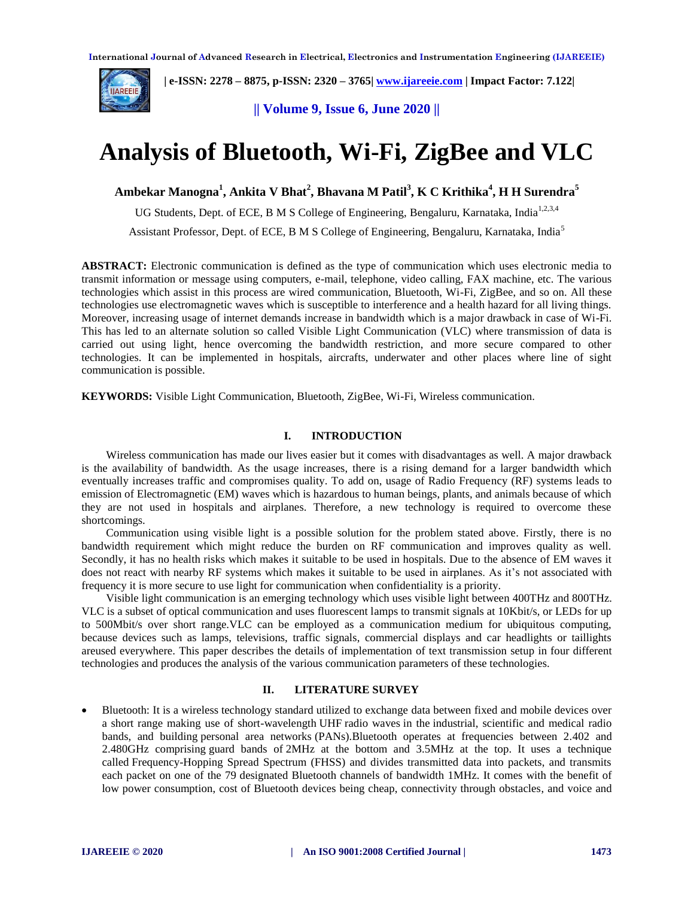# Analysis of Bluetooth, Wi-Fi, ZigBee and VLC

**Ambekar Manogna[1], Ankita V Bhat[2], Bhavana M Patil[3], K C Krithika[4], H H Surendra[5]**

UG Students, Dept. of ECE, B M S College of Engineering, Bengaluru, Karnataka, India[1,2,3,4]

Assistant Professor, Dept. of ECE, B M S College of Engineering, Bengaluru, Karnataka, India[5]

**ABSTRACT:** Electronic communication is defined as the type of communication which uses electronic media to transmit information or message using computers, e-mail, telephone, video calling, FAX machine, etc. The various technologies which assist in this process are wired communication, Bluetooth, Wi-Fi, ZigBee, and so on. All these technologies use electromagnetic waves which is susceptible to interference and a health hazard for all living things. Moreover, increasing usage of internet demands increase in bandwidth which is a major drawback in case of Wi-Fi. This has led to an alternate solution so called Visible Light Communication (VLC) where transmission of data is carried out using light, hence overcoming the bandwidth restriction, and more secure compared to other technologies. It can be implemented in hospitals, aircrafts, underwater and other places where line of sight communication is possible.

**KEYWORDS:** Visible Light Communication, Bluetooth, ZigBee, Wi-Fi, Wireless communication.

## I. INTRODUCTION

Wireless communication has made our lives easier but it comes with disadvantages as well. A major drawback is the availability of bandwidth. As the usage increases, there is a rising demand for a larger bandwidth which eventually increases traffic and compromises quality. To add on, usage of Radio Frequency (RF) systems leads to emission of Electromagnetic (EM) waves which is hazardous to human beings, plants, and animals because of which they are not used in hospitals and airplanes. Therefore, a new technology is required to overcome these shortcomings.

Communication using visible light is a possible solution for the problem stated above. Firstly, there is no bandwidth requirement which might reduce the burden on RF communication and improves quality as well. Secondly, it has no health risks which makes it suitable to be used in hospitals. Due to the absence of EM waves it does not react with nearby RF systems which makes it suitable to be used in airplanes. As it's not associated with frequency it is more secure to use light for communication when confidentiality is a priority.

Visible light communication is an emerging technology which uses visible light between 400THz and 800THz. VLC is a subset of optical communication and uses fluorescent lamps to transmit signals at 10Kbit/s, or LEDs for up to 500Mbit/s over short range.VLC can be employed as a communication medium for ubiquitous computing, because devices such as lamps, televisions, traffic signals, commercial displays and car headlights or taillights areused everywhere. This paper describes the details of implementation of text transmission setup in four different technologies and produces the analysis of the various communication parameters of these technologies.

## II. LITERATURE SURVEY

- Bluetooth: It is a wireless technology standard utilized to exchange data between fixed and mobile devices over a short range making use of short-wavelength UHF radio waves in the industrial, scientific and medical radio bands, and building personal area networks (PANs).Bluetooth operates at frequencies between 2.402 and 2.480GHz comprising guard bands of 2MHz at the bottom and 3.5MHz at the top. It uses a technique called Frequency-Hopping Spread Spectrum (FHSS) and divides transmitted data into packets, and transmits each packet on one of the 79 designated Bluetooth channels of bandwidth 1MHz. It comes with the benefit of low power consumption, cost of Bluetooth devices being cheap, connectivity through obstacles, and voice and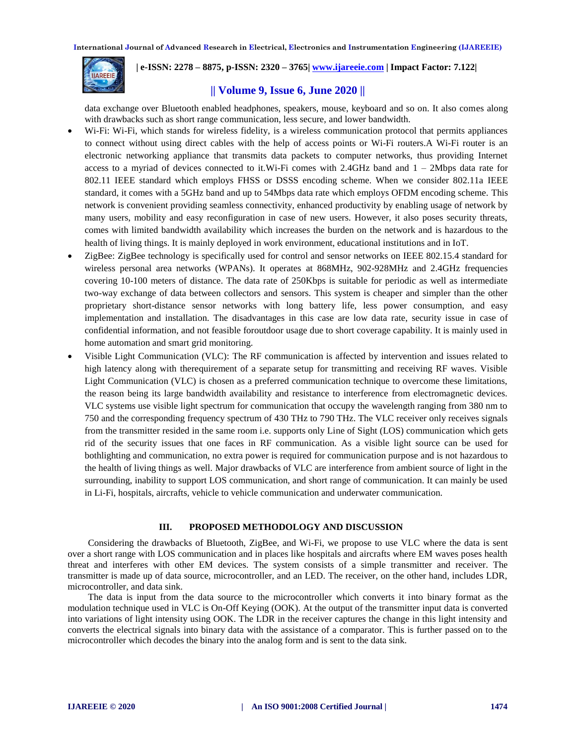data exchange over Bluetooth enabled headphones, speakers, mouse, keyboard and so on. It also comes along with drawbacks such as short range communication, less secure, and lower bandwidth.

- Wi-Fi: Wi-Fi, which stands for wireless fidelity, is a wireless communication protocol that permits appliances to connect without using direct cables with the help of access points or Wi-Fi routers.A Wi-Fi router is an electronic networking appliance that transmits data packets to computer networks, thus providing Internet access to a myriad of devices connected to it.Wi-Fi comes with 2.4GHz band and 1 – 2Mbps data rate for 802.11 IEEE standard which employs FHSS or DSSS encoding scheme. When we consider 802.11a IEEE standard, it comes with a 5GHz band and up to 54Mbps data rate which employs OFDM encoding scheme. This network is convenient providing seamless connectivity, enhanced productivity by enabling usage of network by many users, mobility and easy reconfiguration in case of new users. However, it also poses security threats, comes with limited bandwidth availability which increases the burden on the network and is hazardous to the health of living things. It is mainly deployed in work environment, educational institutions and in IoT.
- ZigBee: ZigBee technology is specifically used for control and sensor networks on IEEE 802.15.4 standard for wireless personal area networks (WPANs). It operates at 868MHz, 902-928MHz and 2.4GHz frequencies covering 10-100 meters of distance. The data rate of 250Kbps is suitable for periodic as well as intermediate two-way exchange of data between collectors and sensors. This system is cheaper and simpler than the other proprietary short-distance sensor networks with long battery life, less power consumption, and easy implementation and installation. The disadvantages in this case are low data rate, security issue in case of confidential information, and not feasible foroutdoor usage due to short coverage capability. It is mainly used in home automation and smart grid monitoring.
- Visible Light Communication (VLC): The RF communication is affected by intervention and issues related to high latency along with therequirement of a separate setup for transmitting and receiving RF waves. Visible Light Communication (VLC) is chosen as a preferred communication technique to overcome these limitations, the reason being its large bandwidth availability and resistance to interference from electromagnetic devices. VLC systems use visible light spectrum for communication that occupy the wavelength ranging from 380 nm to 750 and the corresponding frequency spectrum of 430 THz to 790 THz. The VLC receiver only receives signals from the transmitter resided in the same room i.e. supports only Line of Sight (LOS) communication which gets rid of the security issues that one faces in RF communication. As a visible light source can be used for bothlighting and communication, no extra power is required for communication purpose and is not hazardous to the health of living things as well. Major drawbacks of VLC are interference from ambient source of light in the surrounding, inability to support LOS communication, and short range of communication. It can mainly be used in Li-Fi, hospitals, aircrafts, vehicle to vehicle communication and underwater communication.

## III. PROPOSED METHODOLOGY AND DISCUSSION

Considering the drawbacks of Bluetooth, ZigBee, and Wi-Fi, we propose to use VLC where the data is sent over a short range with LOS communication and in places like hospitals and aircrafts where EM waves poses health threat and interferes with other EM devices. The system consists of a simple transmitter and receiver. The transmitter is made up of data source, microcontroller, and an LED. The receiver, on the other hand, includes LDR, microcontroller, and data sink.

The data is input from the data source to the microcontroller which converts it into binary format as the modulation technique used in VLC is On-Off Keying (OOK). At the output of the transmitter input data is converted into variations of light intensity using OOK. The LDR in the receiver captures the change in this light intensity and converts the electrical signals into binary data with the assistance of a comparator. This is further passed on to the microcontroller which decodes the binary into the analog form and is sent to the data sink.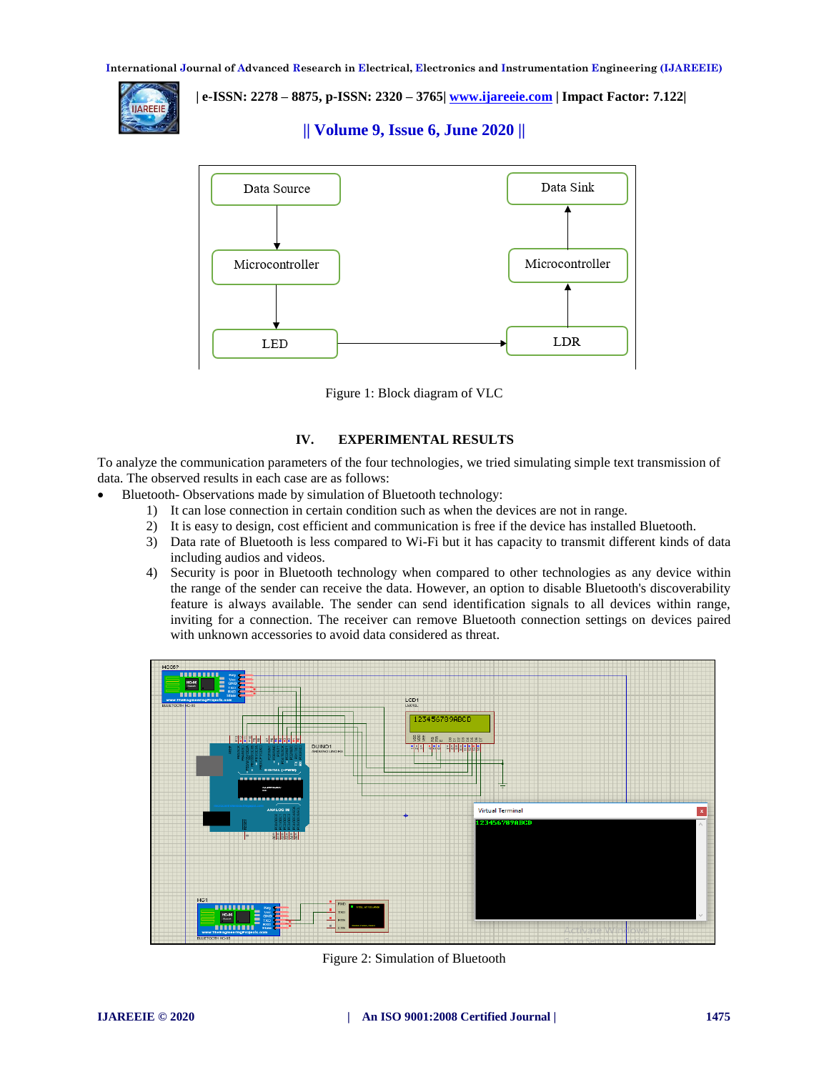Figure 1: Block diagram of VLC

## IV. EXPERIMENTAL RESULTS

To analyze the communication parameters of the four technologies, we tried simulating simple text transmission of data. The observed results in each case are as follows:

- Bluetooth- Observations made by simulation of Bluetooth technology:
  1) It can lose connection in certain condition such as when the devices are not in range.
  2) It is easy to design, cost efficient and communication is free if the device has installed Bluetooth.
  3) Data rate of Bluetooth is less compared to Wi-Fi but it has capacity to transmit different kinds of data including audios and videos.
  4) Security is poor in Bluetooth technology when compared to other technologies as any device within the range of the sender can receive the data. However, an option to disable Bluetooth's discoverability feature is always available. The sender can send identification signals to all devices within range, inviting for a connection. The receiver can remove Bluetooth connection settings on devices paired with unknown accessories to avoid data considered as threat.

Figure 2: Simulation of Bluetooth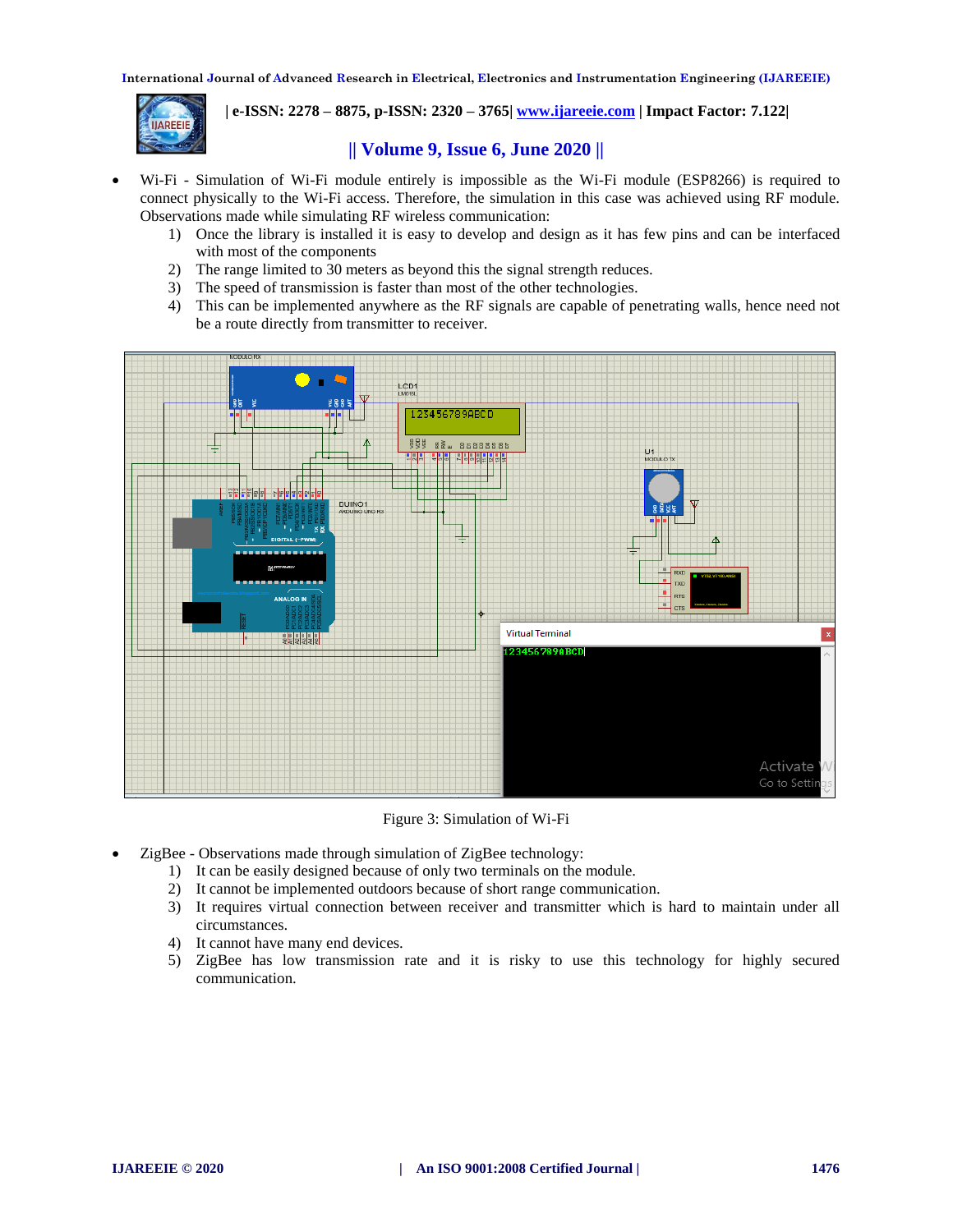- Wi-Fi - Simulation of Wi-Fi module entirely is impossible as the Wi-Fi module (ESP8266) is required to connect physically to the Wi-Fi access. Therefore, the simulation in this case was achieved using RF module. Observations made while simulating RF wireless communication:
  1) Once the library is installed it is easy to develop and design as it has few pins and can be interfaced with most of the components
  2) The range limited to 30 meters as beyond this the signal strength reduces.
  3) The speed of transmission is faster than most of the other technologies.
  4) This can be implemented anywhere as the RF signals are capable of penetrating walls, hence need not be a route directly from transmitter to receiver.

Figure 3: Simulation of Wi-Fi

- ZigBee - Observations made through simulation of ZigBee technology:
  1) It can be easily designed because of only two terminals on the module.
  2) It cannot be implemented outdoors because of short range communication.
  3) It requires virtual connection between receiver and transmitter which is hard to maintain under all circumstances.
  4) It cannot have many end devices.
  5) ZigBee has low transmission rate and it is risky to use this technology for highly secured communication.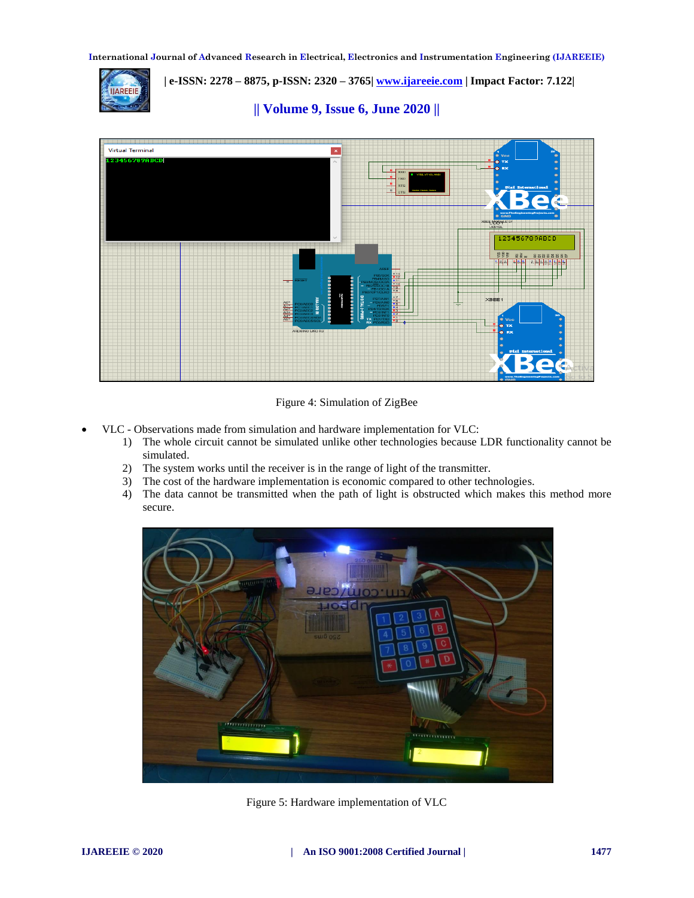Figure 4: Simulation of ZigBee

- VLC - Observations made from simulation and hardware implementation for VLC:
  1) The whole circuit cannot be simulated unlike other technologies because LDR functionality cannot be simulated.
  2) The system works until the receiver is in the range of light of the transmitter.
  3) The cost of the hardware implementation is economic compared to other technologies.
  4) The data cannot be transmitted when the path of light is obstructed which makes this method more secure.

Figure 5: Hardware implementation of VLC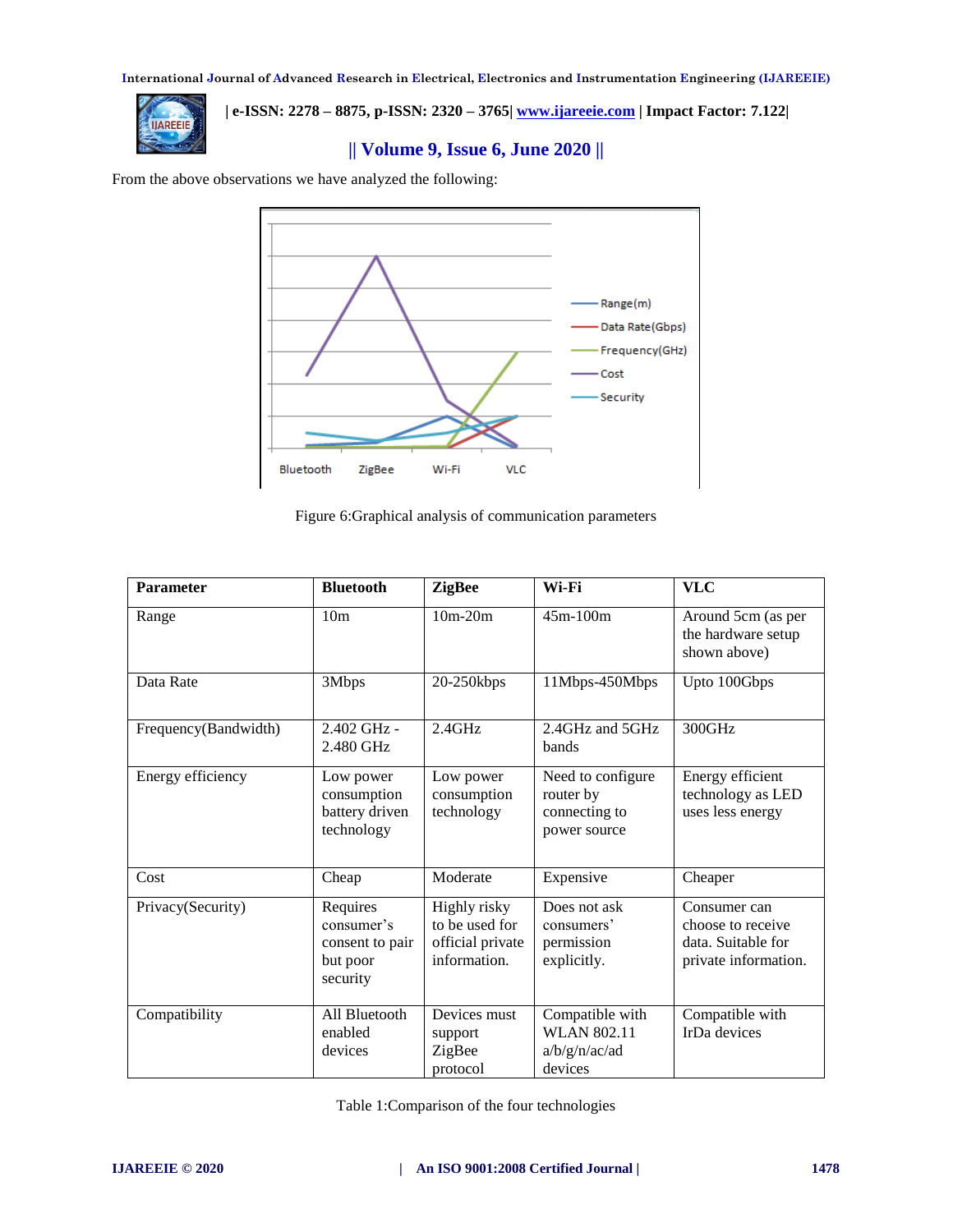From the above observations we have analyzed the following:

Figure 6:Graphical analysis of communication parameters

| Parameter | Bluetooth | ZigBee | Wi-Fi | VLC |
|---|---|---|---|---|
| Range | 10m | 10m-20m | 45m-100m | Around 5cm (as per the hardware setup shown above) |
| Data Rate | 3Mbps | 20-250kbps | 11Mbps-450Mbps | Upto 100Gbps |
| Frequency(Bandwidth) | 2.402 GHz - 2.480 GHz | 2.4GHz | 2.4GHz and 5GHz bands | 300GHz |
| Energy efficiency | Low power consumption battery driven technology | Low power consumption technology | Need to configure router by connecting to power source | Energy efficient technology as LED uses less energy |
| Cost | Cheap | Moderate | Expensive | Cheaper |
| Privacy(Security) | Requires consumer's consent to pair but poor security | Highly risky to be used for official private information. | Does not ask consumers' permission explicitly. | Consumer can choose to receive data. Suitable for private information. |
| Compatibility | All Bluetooth enabled devices | Devices must support ZigBee protocol | Compatible with WLAN 802.11 a/b/g/n/ac/ad devices | Compatible with IrDa devices |

Table 1:Comparison of the four technologies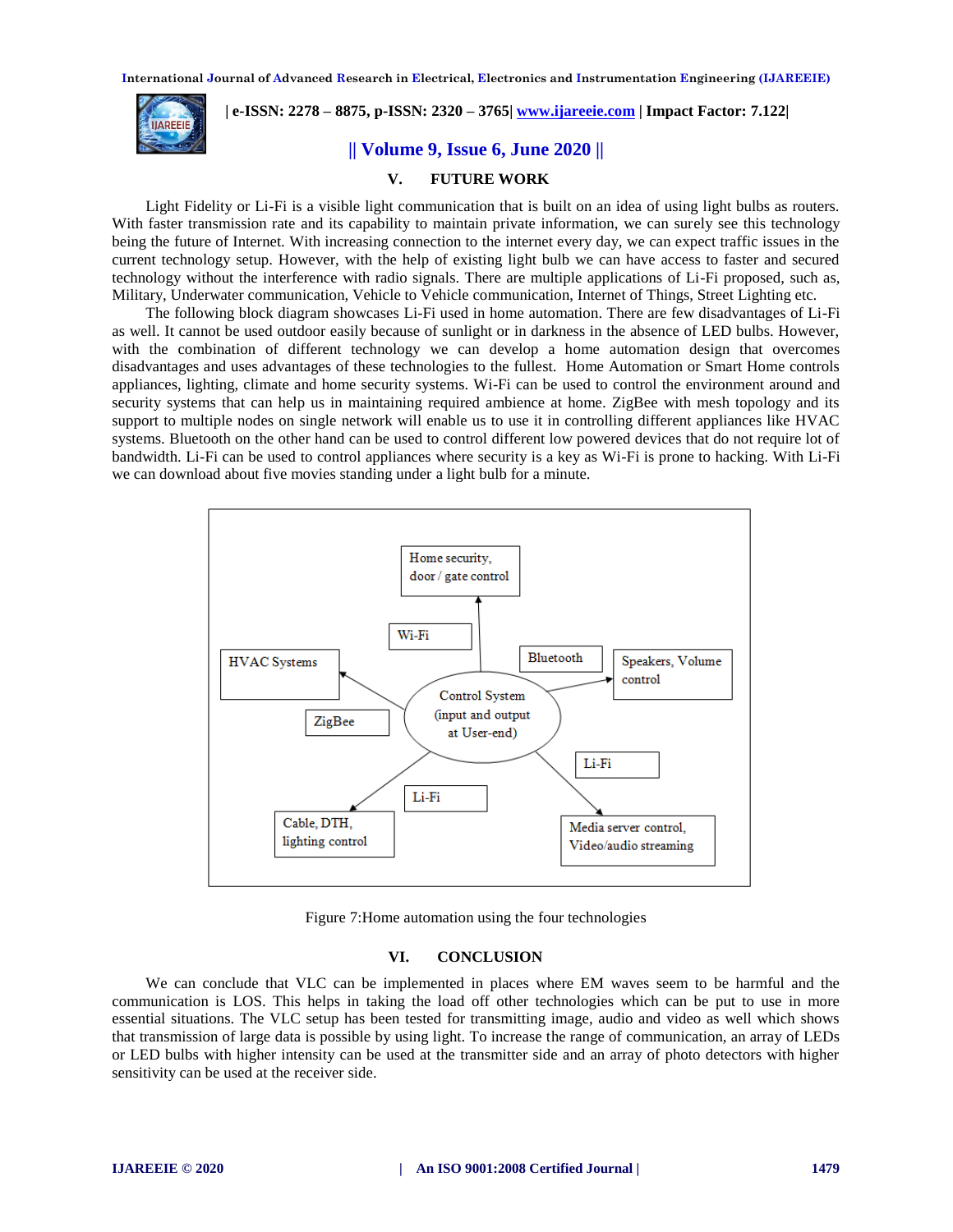## V. FUTURE WORK

Light Fidelity or Li-Fi is a visible light communication that is built on an idea of using light bulbs as routers. With faster transmission rate and its capability to maintain private information, we can surely see this technology being the future of Internet. With increasing connection to the internet every day, we can expect traffic issues in the current technology setup. However, with the help of existing light bulb we can have access to faster and secured technology without the interference with radio signals. There are multiple applications of Li-Fi proposed, such as, Military, Underwater communication, Vehicle to Vehicle communication, Internet of Things, Street Lighting etc.

The following block diagram showcases Li-Fi used in home automation. There are few disadvantages of Li-Fi as well. It cannot be used outdoor easily because of sunlight or in darkness in the absence of LED bulbs. However, with the combination of different technology we can develop a home automation design that overcomes disadvantages and uses advantages of these technologies to the fullest. Home Automation or Smart Home controls appliances, lighting, climate and home security systems. Wi-Fi can be used to control the environment around and security systems that can help us in maintaining required ambience at home. ZigBee with mesh topology and its support to multiple nodes on single network will enable us to use it in controlling different appliances like HVAC systems. Bluetooth on the other hand can be used to control different low powered devices that do not require lot of bandwidth. Li-Fi can be used to control appliances where security is a key as Wi-Fi is prone to hacking. With Li-Fi we can download about five movies standing under a light bulb for a minute.

Home security, door / gate control

Wi-Fi

HVAC Systems

Bluetooth

Speakers, Volume control

Control System (input and output at User-end)

ZigBee

Li-Fi

Li-Fi

Cable, DTH, lighting control

Media server control, Video/audio streaming

Figure 7:Home automation using the four technologies

## VI. CONCLUSION

We can conclude that VLC can be implemented in places where EM waves seem to be harmful and the communication is LOS. This helps in taking the load off other technologies which can be put to use in more essential situations. The VLC setup has been tested for transmitting image, audio and video as well which shows that transmission of large data is possible by using light. To increase the range of communication, an array of LEDs or LED bulbs with higher intensity can be used at the transmitter side and an array of photo detectors with higher sensitivity can be used at the receiver side.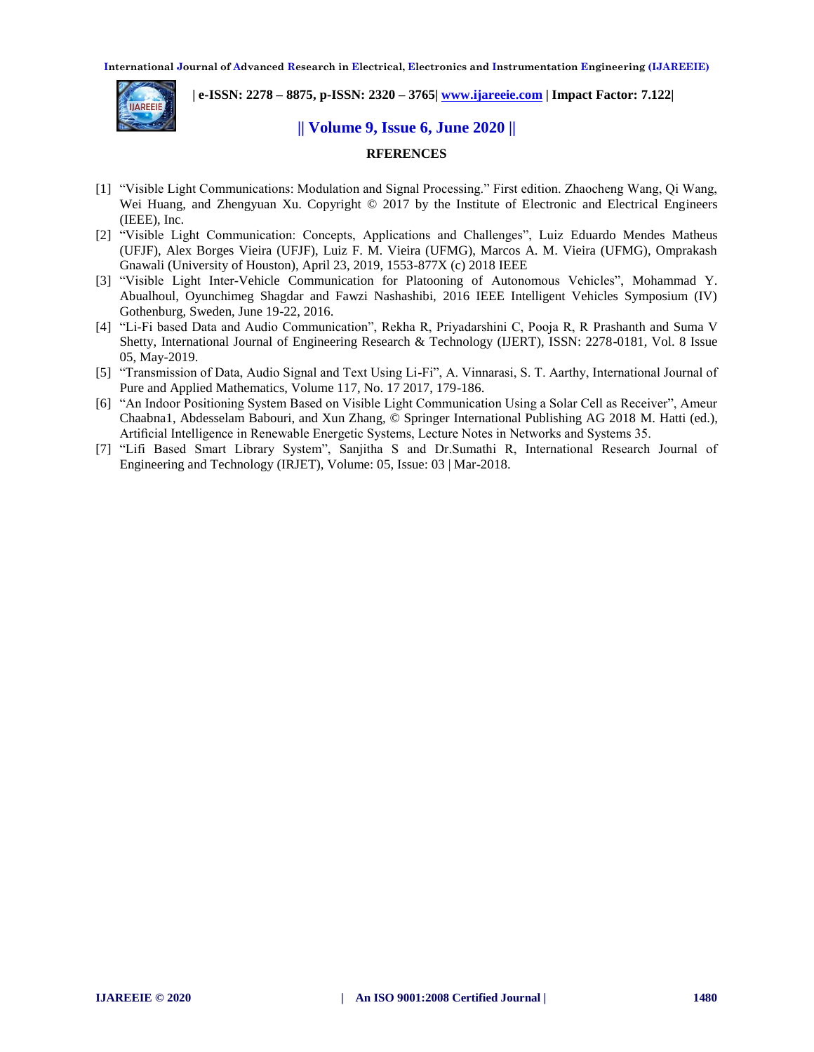## RFERENCES

[1] "Visible Light Communications: Modulation and Signal Processing." First edition. Zhaocheng Wang, Qi Wang, Wei Huang, and Zhengyuan Xu. Copyright © 2017 by the Institute of Electronic and Electrical Engineers (IEEE), Inc.

[2] "Visible Light Communication: Concepts, Applications and Challenges", Luiz Eduardo Mendes Matheus (UFJF), Alex Borges Vieira (UFJF), Luiz F. M. Vieira (UFMG), Marcos A. M. Vieira (UFMG), Omprakash Gnawali (University of Houston), April 23, 2019, 1553-877X (c) 2018 IEEE

[3] "Visible Light Inter-Vehicle Communication for Platooning of Autonomous Vehicles", Mohammad Y. Abualhoul, Oyunchimeg Shagdar and Fawzi Nashashibi, 2016 IEEE Intelligent Vehicles Symposium (IV) Gothenburg, Sweden, June 19-22, 2016.

[4] "Li-Fi based Data and Audio Communication", Rekha R, Priyadarshini C, Pooja R, R Prashanth and Suma V Shetty, International Journal of Engineering Research & Technology (IJERT), ISSN: 2278-0181, Vol. 8 Issue 05, May-2019.

[5] "Transmission of Data, Audio Signal and Text Using Li-Fi", A. Vinnarasi, S. T. Aarthy, International Journal of Pure and Applied Mathematics, Volume 117, No. 17 2017, 179-186.

[6] "An Indoor Positioning System Based on Visible Light Communication Using a Solar Cell as Receiver", Ameur Chaabna1, Abdesselam Babouri, and Xun Zhang, © Springer International Publishing AG 2018 M. Hatti (ed.), Artificial Intelligence in Renewable Energetic Systems, Lecture Notes in Networks and Systems 35.

[7] "Lifi Based Smart Library System", Sanjitha S and Dr.Sumathi R, International Research Journal of Engineering and Technology (IRJET), Volume: 05, Issue: 03 | Mar-2018.